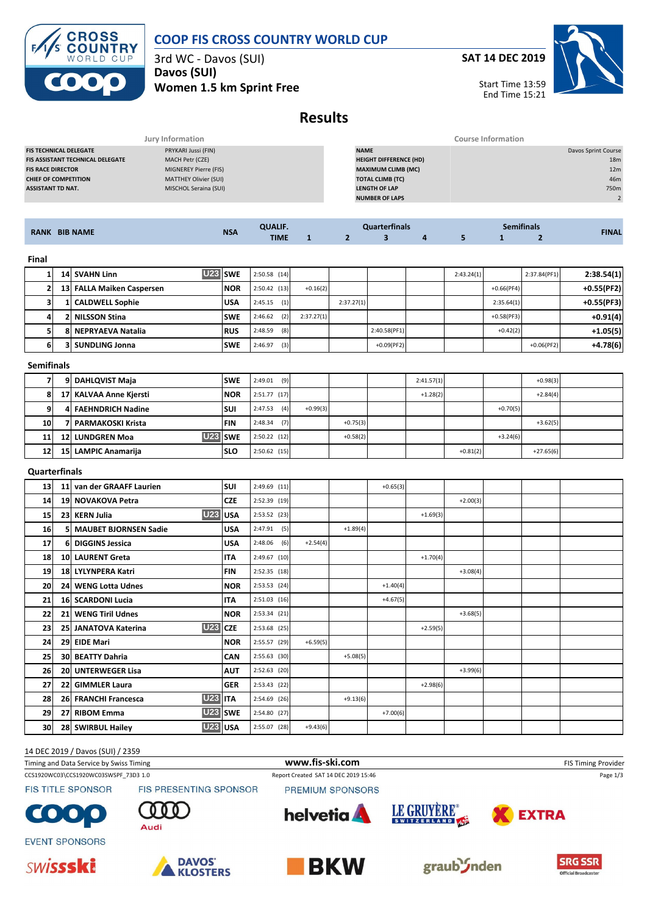# COOP FIS CROSS COUNTRY WORLD CUP

3rd WC - Davos (SUI)
**Davos (SUI)**
**Women 1.5 km Sprint Free**

**SAT 14 DEC 2019**

Start Time 13:59
End Time 15:21

## Results

| Jury Information | |
|---|---|
| FIS TECHNICAL DELEGATE | PRYKARI Jussi (FIN) |
| FIS ASSISTANT TECHNICAL DELEGATE | MACH Petr (CZE) |
| FIS RACE DIRECTOR | MIGNEREY Pierre (FIS) |
| CHIEF OF COMPETITION | MATTHEY Olivier (SUI) |
| ASSISTANT TD NAT. | MISCHOL Seraina (SUI) |

| Course Information | |
|---|---|
| NAME | Davos Sprint Course |
| HEIGHT DIFFERENCE (HD) | 18m |
| MAXIMUM CLIMB (MC) | 12m |
| TOTAL CLIMB (TC) | 46m |
| LENGTH OF LAP | 750m |
| NUMBER OF LAPS | 2 |

| RANK | BIB | NAME | | NSA | QUALIF. TIME | Quarterfinals 1 | 2 | 3 | 4 | 5 | Semifinals 1 | 2 | FINAL |
|---|---|---|---|---|---|---|---|---|---|---|---|---|---|
| **Final** | | | | | | | | | | | | | |
| 1 | 14 | SVAHN Linn | U23 | SWE | 2:50.58 (14) | | | | | 2:43.24(1) | | 2:37.84(PF1) | 2:38.54(1) |
| 2 | 13 | FALLA Maiken Caspersen | | NOR | 2:50.42 (13) | +0.16(2) | | | | | +0.66(PF4) | | +0.55(PF2) |
| 3 | 1 | CALDWELL Sophie | | USA | 2:45.15 (1) | | 2:37.27(1) | | | | 2:35.64(1) | | +0.55(PF3) |
| 4 | 2 | NILSSON Stina | | SWE | 2:46.62 (2) | 2:37.27(1) | | | | | +0.58(PF3) | | +0.91(4) |
| 5 | 8 | NEPRYAEVA Natalia | | RUS | 2:48.59 (8) | | | 2:40.58(PF1) | | | +0.42(2) | | +1.05(5) |
| 6 | 3 | SUNDLING Jonna | | SWE | 2:46.97 (3) | | | +0.09(PF2) | | | | +0.06(PF2) | +4.78(6) |
| **Semifinals** | | | | | | | | | | | | | |
| 7 | 9 | DAHLQVIST Maja | | SWE | 2:49.01 (9) | | | | 2:41.57(1) | | | +0.98(3) | |
| 8 | 17 | KALVAA Anne Kjersti | | NOR | 2:51.77 (17) | | | | +1.28(2) | | | +2.84(4) | |
| 9 | 4 | FAEHNDRICH Nadine | | SUI | 2:47.53 (4) | +0.99(3) | | | | | +0.70(5) | | |
| 10 | 7 | PARMAKOSKI Krista | | FIN | 2:48.34 (7) | | +0.75(3) | | | | | +3.62(5) | |
| 11 | 12 | LUNDGREN Moa | U23 | SWE | 2:50.22 (12) | | +0.58(2) | | | | +3.24(6) | | |
| 12 | 15 | LAMPIC Anamarija | | SLO | 2:50.62 (15) | | | | | +0.81(2) | | +27.65(6) | |
| **Quarterfinals** | | | | | | | | | | | | | |
| 13 | 11 | van der GRAAFF Laurien | | SUI | 2:49.69 (11) | | | +0.65(3) | | | | | |
| 14 | 19 | NOVAKOVA Petra | | CZE | 2:52.39 (19) | | | | | +2.00(3) | | | |
| 15 | 23 | KERN Julia | U23 | USA | 2:53.52 (23) | | | | +1.69(3) | | | | |
| 16 | 5 | MAUBET BJORNSEN Sadie | | USA | 2:47.91 (5) | | +1.89(4) | | | | | | |
| 17 | 6 | DIGGINS Jessica | | USA | 2:48.06 (6) | +2.54(4) | | | | | | | |
| 18 | 10 | LAURENT Greta | | ITA | 2:49.67 (10) | | | | +1.70(4) | | | | |
| 19 | 18 | LYLYNPERA Katri | | FIN | 2:52.35 (18) | | | | | +3.08(4) | | | |
| 20 | 24 | WENG Lotta Udnes | | NOR | 2:53.53 (24) | | | +1.40(4) | | | | | |
| 21 | 16 | SCARDONI Lucia | | ITA | 2:51.03 (16) | | | +4.67(5) | | | | | |
| 22 | 21 | WENG Tiril Udnes | | NOR | 2:53.34 (21) | | | | | +3.68(5) | | | |
| 23 | 25 | JANATOVA Katerina | U23 | CZE | 2:53.68 (25) | | | | +2.59(5) | | | | |
| 24 | 29 | EIDE Mari | | NOR | 2:55.57 (29) | +6.59(5) | | | | | | | |
| 25 | 30 | BEATTY Dahria | | CAN | 2:55.63 (30) | | +5.08(5) | | | | | | |
| 26 | 20 | UNTERWEGER Lisa | | AUT | 2:52.63 (20) | | | | | +3.99(6) | | | |
| 27 | 22 | GIMMLER Laura | | GER | 2:53.43 (22) | | | | +2.98(6) | | | | |
| 28 | 26 | FRANCHI Francesca | U23 | ITA | 2:54.69 (26) | | +9.13(6) | | | | | | |
| 29 | 27 | RIBOM Emma | U23 | SWE | 2:54.80 (27) | | | +7.00(6) | | | | | |
| 30 | 28 | SWIRBUL Hailey | U23 | USA | 2:55.07 (28) | +9.43(6) | | | | | | | |

14 DEC 2019 / Davos (SUI) / 2359

Timing and Data Service by Swiss Timing — www.fis-ski.com — FIS Timing Provider

CCS1920WC03\CCS1920WC03SWSPF_73D3 1.0 — Report Created SAT 14 DEC 2019 15:46

FIS TITLE SPONSOR — FIS PRESENTING SPONSOR — PREMIUM SPONSORS — EVENT SPONSORS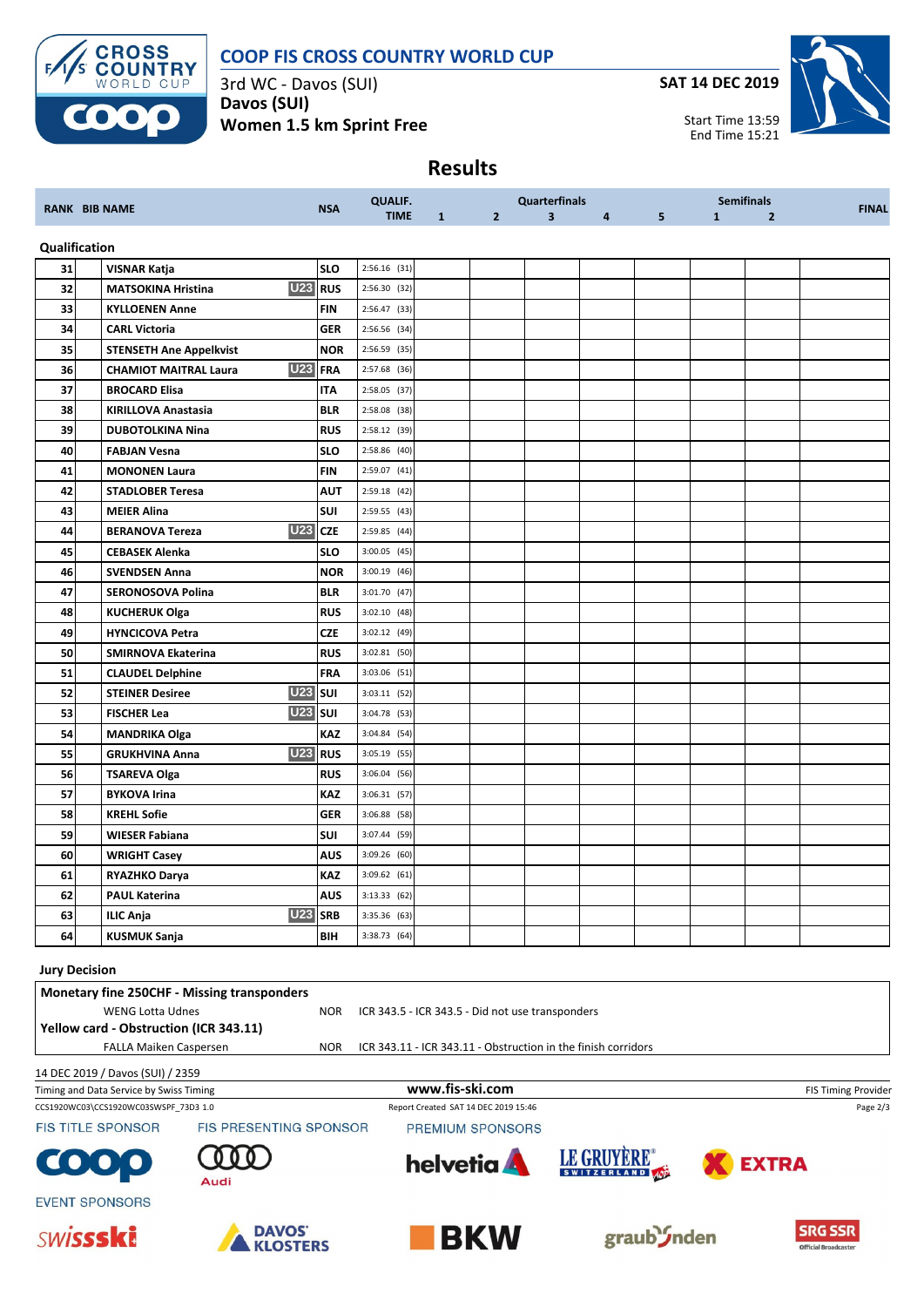# COOP FIS CROSS COUNTRY WORLD CUP

3rd WC - Davos (SUI)
**Davos (SUI)**
**Women 1.5 km Sprint Free**

**SAT 14 DEC 2019**

Start Time 13:59
End Time 15:21

## Results

| RANK | BIB | NAME | | NSA | QUALIF. TIME | Quarterfinals 1 | 2 | 3 | 4 | 5 | Semifinals 1 | 2 | FINAL |
|---|---|---|---|---|---|---|---|---|---|---|---|---|---|
| **Qualification** | | | | | | | | | | | | | |
| 31 | | VISNAR Katja | | SLO | 2:56.16 (31) | | | | | | | | |
| 32 | | MATSOKINA Hristina | U23 | RUS | 2:56.30 (32) | | | | | | | | |
| 33 | | KYLLOENEN Anne | | FIN | 2:56.47 (33) | | | | | | | | |
| 34 | | CARL Victoria | | GER | 2:56.56 (34) | | | | | | | | |
| 35 | | STENSETH Ane Appelkvist | | NOR | 2:56.59 (35) | | | | | | | | |
| 36 | | CHAMIOT MAITRAL Laura | U23 | FRA | 2:57.68 (36) | | | | | | | | |
| 37 | | BROCARD Elisa | | ITA | 2:58.05 (37) | | | | | | | | |
| 38 | | KIRILLOVA Anastasia | | BLR | 2:58.08 (38) | | | | | | | | |
| 39 | | DUBOTOLKINA Nina | | RUS | 2:58.12 (39) | | | | | | | | |
| 40 | | FABJAN Vesna | | SLO | 2:58.86 (40) | | | | | | | | |
| 41 | | MONONEN Laura | | FIN | 2:59.07 (41) | | | | | | | | |
| 42 | | STADLOBER Teresa | | AUT | 2:59.18 (42) | | | | | | | | |
| 43 | | MEIER Alina | | SUI | 2:59.55 (43) | | | | | | | | |
| 44 | | BERANOVA Tereza | U23 | CZE | 2:59.85 (44) | | | | | | | | |
| 45 | | CEBASEK Alenka | | SLO | 3:00.05 (45) | | | | | | | | |
| 46 | | SVENDSEN Anna | | NOR | 3:00.19 (46) | | | | | | | | |
| 47 | | SERONOSOVA Polina | | BLR | 3:01.70 (47) | | | | | | | | |
| 48 | | KUCHERUK Olga | | RUS | 3:02.10 (48) | | | | | | | | |
| 49 | | HYNCICOVA Petra | | CZE | 3:02.12 (49) | | | | | | | | |
| 50 | | SMIRNOVA Ekaterina | | RUS | 3:02.81 (50) | | | | | | | | |
| 51 | | CLAUDEL Delphine | | FRA | 3:03.06 (51) | | | | | | | | |
| 52 | | STEINER Desiree | U23 | SUI | 3:03.11 (52) | | | | | | | | |
| 53 | | FISCHER Lea | U23 | SUI | 3:04.78 (53) | | | | | | | | |
| 54 | | MANDRIKA Olga | | KAZ | 3:04.84 (54) | | | | | | | | |
| 55 | | GRUKHVINA Anna | U23 | RUS | 3:05.19 (55) | | | | | | | | |
| 56 | | TSAREVA Olga | | RUS | 3:06.04 (56) | | | | | | | | |
| 57 | | BYKOVA Irina | | KAZ | 3:06.31 (57) | | | | | | | | |
| 58 | | KREHL Sofie | | GER | 3:06.88 (58) | | | | | | | | |
| 59 | | WIESER Fabiana | | SUI | 3:07.44 (59) | | | | | | | | |
| 60 | | WRIGHT Casey | | AUS | 3:09.26 (60) | | | | | | | | |
| 61 | | RYAZHKO Darya | | KAZ | 3:09.62 (61) | | | | | | | | |
| 62 | | PAUL Katerina | | AUS | 3:13.33 (62) | | | | | | | | |
| 63 | | ILIC Anja | U23 | SRB | 3:35.36 (63) | | | | | | | | |
| 64 | | KUSMUK Sanja | | BIH | 3:38.73 (64) | | | | | | | | |

### Jury Decision

| | | |
|---|---|---|
| **Monetary fine 250CHF - Missing transponders** | | |
| WENG Lotta Udnes | NOR | ICR 343.5 - ICR 343.5 - Did not use transponders |
| **Yellow card - Obstruction (ICR 343.11)** | | |
| FALLA Maiken Caspersen | NOR | ICR 343.11 - ICR 343.11 - Obstruction in the finish corridors |

14 DEC 2019 / Davos (SUI) / 2359

Timing and Data Service by Swiss Timing — www.fis-ski.com — FIS Timing Provider

CCS1920WC03\CCS1920WC03SWSPF_73D3 1.0 — Report Created SAT 14 DEC 2019 15:46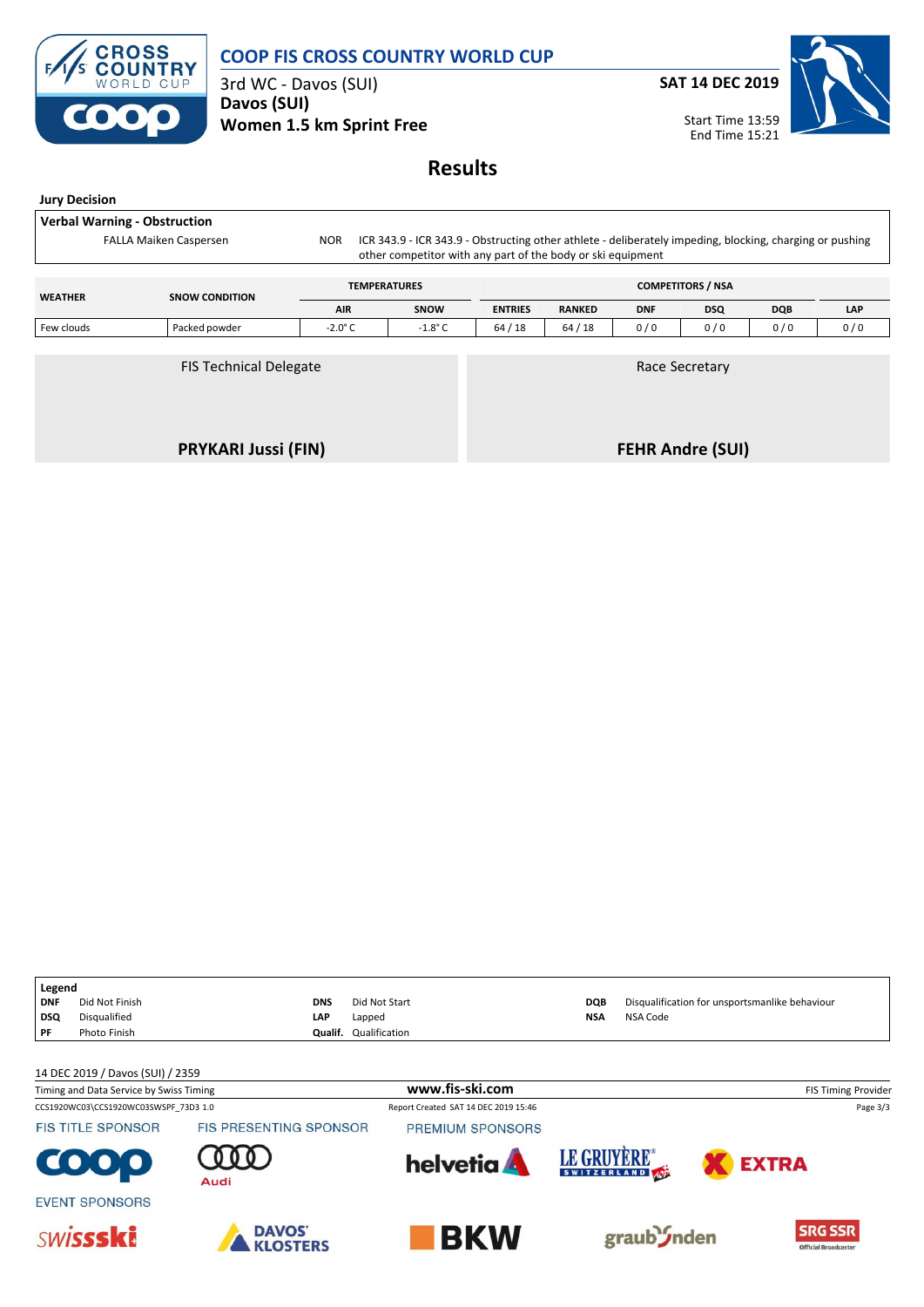# COOP FIS CROSS COUNTRY WORLD CUP

3rd WC - Davos (SUI)

**Davos (SUI)**

**Women 1.5 km Sprint Free**

**SAT 14 DEC 2019**

Start Time 13:59
End Time 15:21

## Results

**Jury Decision**

**Verbal Warning - Obstruction**

| | | |
|---|---|---|
| FALLA Maiken Caspersen | NOR | ICR 343.9 - ICR 343.9 - Obstructing other athlete - deliberately impeding, blocking, charging or pushing other competitor with any part of the body or ski equipment |

| WEATHER | SNOW CONDITION | TEMPERATURES | | COMPETITORS / NSA | | | | | |
|---|---|---|---|---|---|---|---|---|---|
| | | AIR | SNOW | ENTRIES | RANKED | DNF | DSQ | DQB | LAP |
| Few clouds | Packed powder | -2.0° C | -1.8° C | 64 / 18 | 64 / 18 | 0 / 0 | 0 / 0 | 0 / 0 | 0 / 0 |

| FIS Technical Delegate | Race Secretary |
|---|---|
| **PRYKARI Jussi (FIN)** | **FEHR Andre (SUI)** |

**Legend**

| | | | | | |
|---|---|---|---|---|---|
| **DNF** | Did Not Finish | **DNS** | Did Not Start | **DQB** | Disqualification for unsportsmanlike behaviour |
| **DSQ** | Disqualified | **LAP** | Lapped | **NSA** | NSA Code |
| **PF** | Photo Finish | **Qualif.** | Qualification | | |

14 DEC 2019 / Davos (SUI) / 2359

Timing and Data Service by Swiss Timing — www.fis-ski.com — FIS Timing Provider

CCS1920WC03\CCS1920WC03SWSPF_73D3 1.0 — Report Created SAT 14 DEC 2019 15:46

FIS TITLE SPONSOR — FIS PRESENTING SPONSOR — PREMIUM SPONSORS — EVENT SPONSORS